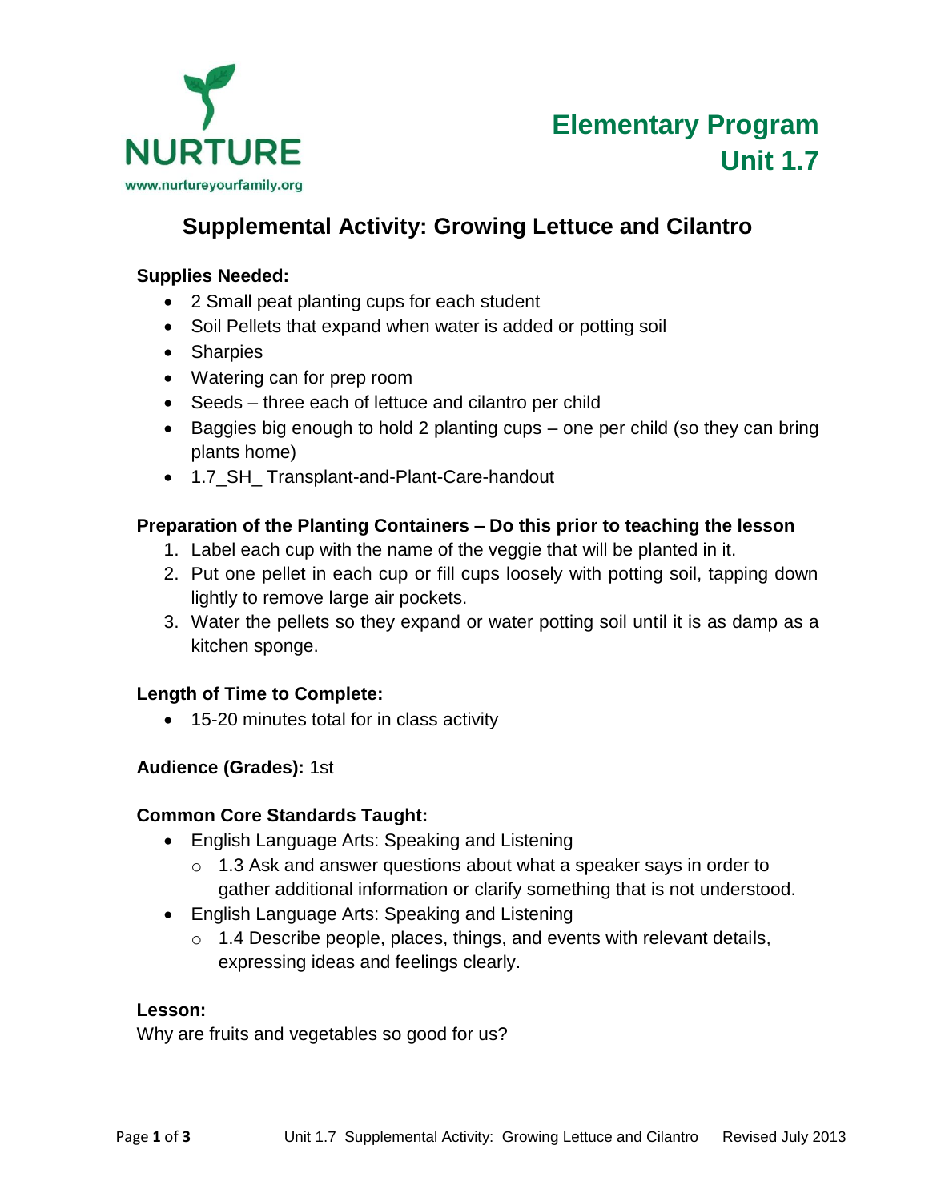NURTURE

www.nurtureyourfamily.org

# Elementary Program
# Unit 1.7

## Supplemental Activity: Growing Lettuce and Cilantro

**Supplies Needed:**

- 2 Small peat planting cups for each student
- Soil Pellets that expand when water is added or potting soil
- Sharpies
- Watering can for prep room
- Seeds – three each of lettuce and cilantro per child
- Baggies big enough to hold 2 planting cups – one per child (so they can bring plants home)
- 1.7_SH_ Transplant-and-Plant-Care-handout

**Preparation of the Planting Containers – Do this prior to teaching the lesson**

1. Label each cup with the name of the veggie that will be planted in it.
2. Put one pellet in each cup or fill cups loosely with potting soil, tapping down lightly to remove large air pockets.
3. Water the pellets so they expand or water potting soil until it is as damp as a kitchen sponge.

**Length of Time to Complete:**

- 15-20 minutes total for in class activity

**Audience (Grades):** 1st

**Common Core Standards Taught:**

- English Language Arts: Speaking and Listening
  - 1.3 Ask and answer questions about what a speaker says in order to gather additional information or clarify something that is not understood.
- English Language Arts: Speaking and Listening
  - 1.4 Describe people, places, things, and events with relevant details, expressing ideas and feelings clearly.

**Lesson:**

Why are fruits and vegetables so good for us?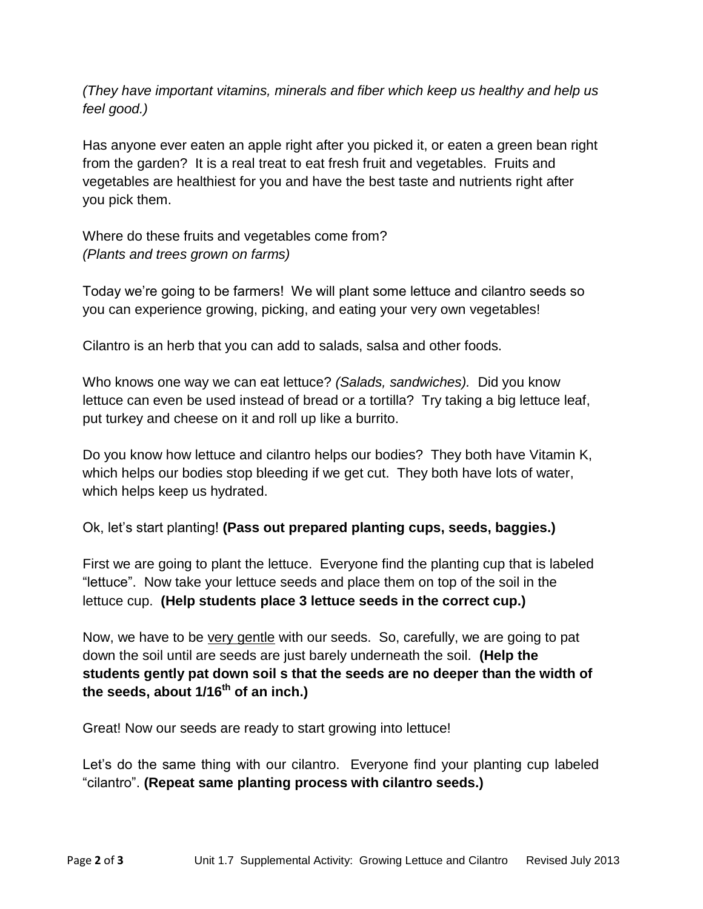*(They have important vitamins, minerals and fiber which keep us healthy and help us feel good.)*

Has anyone ever eaten an apple right after you picked it, or eaten a green bean right from the garden? It is a real treat to eat fresh fruit and vegetables. Fruits and vegetables are healthiest for you and have the best taste and nutrients right after you pick them.

Where do these fruits and vegetables come from?
*(Plants and trees grown on farms)*

Today we're going to be farmers! We will plant some lettuce and cilantro seeds so you can experience growing, picking, and eating your very own vegetables!

Cilantro is an herb that you can add to salads, salsa and other foods.

Who knows one way we can eat lettuce? *(Salads, sandwiches).* Did you know lettuce can even be used instead of bread or a tortilla? Try taking a big lettuce leaf, put turkey and cheese on it and roll up like a burrito.

Do you know how lettuce and cilantro helps our bodies? They both have Vitamin K, which helps our bodies stop bleeding if we get cut. They both have lots of water, which helps keep us hydrated.

Ok, let's start planting! **(Pass out prepared planting cups, seeds, baggies.)**

First we are going to plant the lettuce. Everyone find the planting cup that is labeled "lettuce". Now take your lettuce seeds and place them on top of the soil in the lettuce cup. **(Help students place 3 lettuce seeds in the correct cup.)**

Now, we have to be <u>very gentle</u> with our seeds. So, carefully, we are going to pat down the soil until are seeds are just barely underneath the soil. **(Help the students gently pat down soil s that the seeds are no deeper than the width of the seeds, about 1/16th of an inch.)**

Great! Now our seeds are ready to start growing into lettuce!

Let's do the same thing with our cilantro. Everyone find your planting cup labeled "cilantro". **(Repeat same planting process with cilantro seeds.)**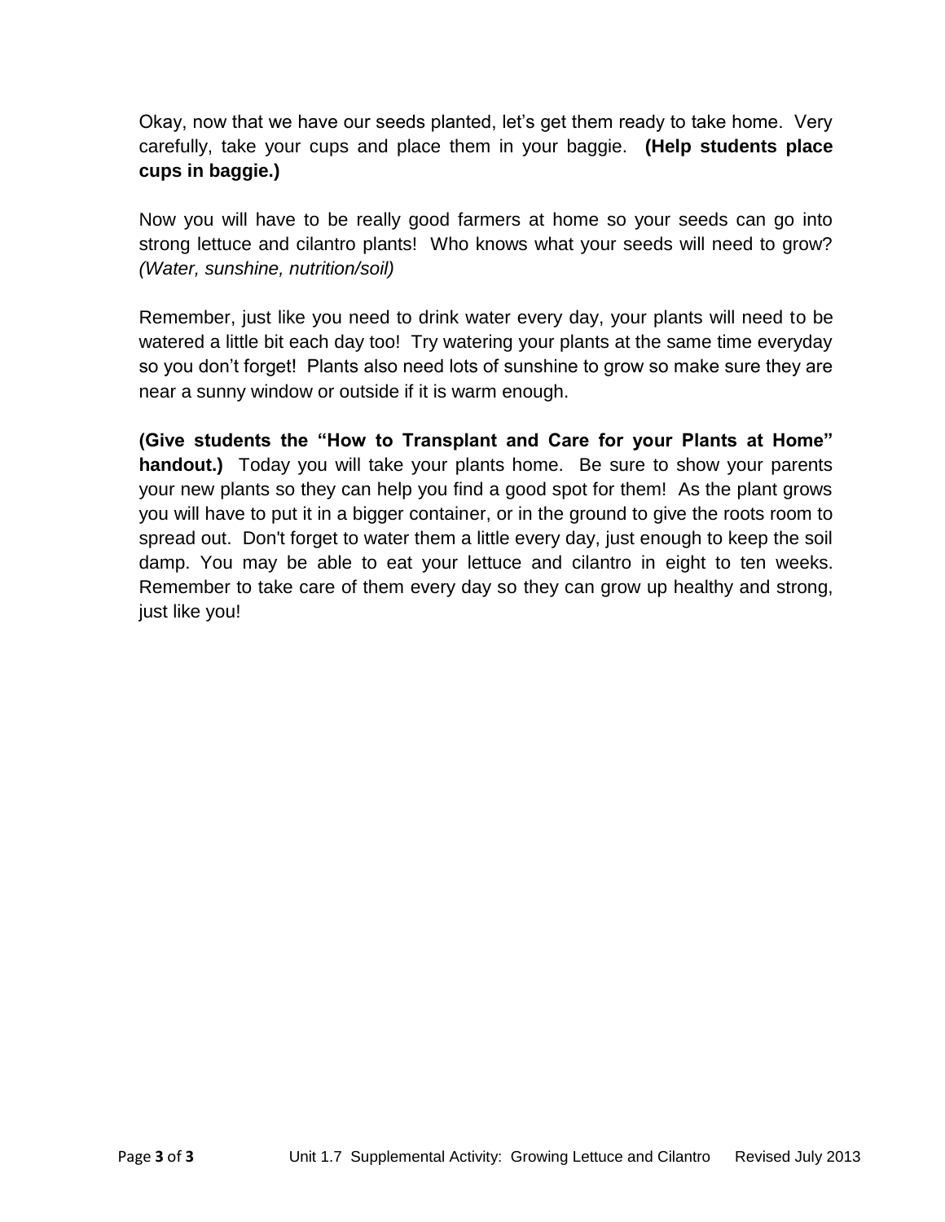Okay, now that we have our seeds planted, let's get them ready to take home. Very carefully, take your cups and place them in your baggie. **(Help students place cups in baggie.)**

Now you will have to be really good farmers at home so your seeds can go into strong lettuce and cilantro plants! Who knows what your seeds will need to grow? *(Water, sunshine, nutrition/soil)*

Remember, just like you need to drink water every day, your plants will need to be watered a little bit each day too! Try watering your plants at the same time everyday so you don't forget! Plants also need lots of sunshine to grow so make sure they are near a sunny window or outside if it is warm enough.

**(Give students the "How to Transplant and Care for your Plants at Home" handout.)** Today you will take your plants home. Be sure to show your parents your new plants so they can help you find a good spot for them! As the plant grows you will have to put it in a bigger container, or in the ground to give the roots room to spread out. Don't forget to water them a little every day, just enough to keep the soil damp. You may be able to eat your lettuce and cilantro in eight to ten weeks. Remember to take care of them every day so they can grow up healthy and strong, just like you!